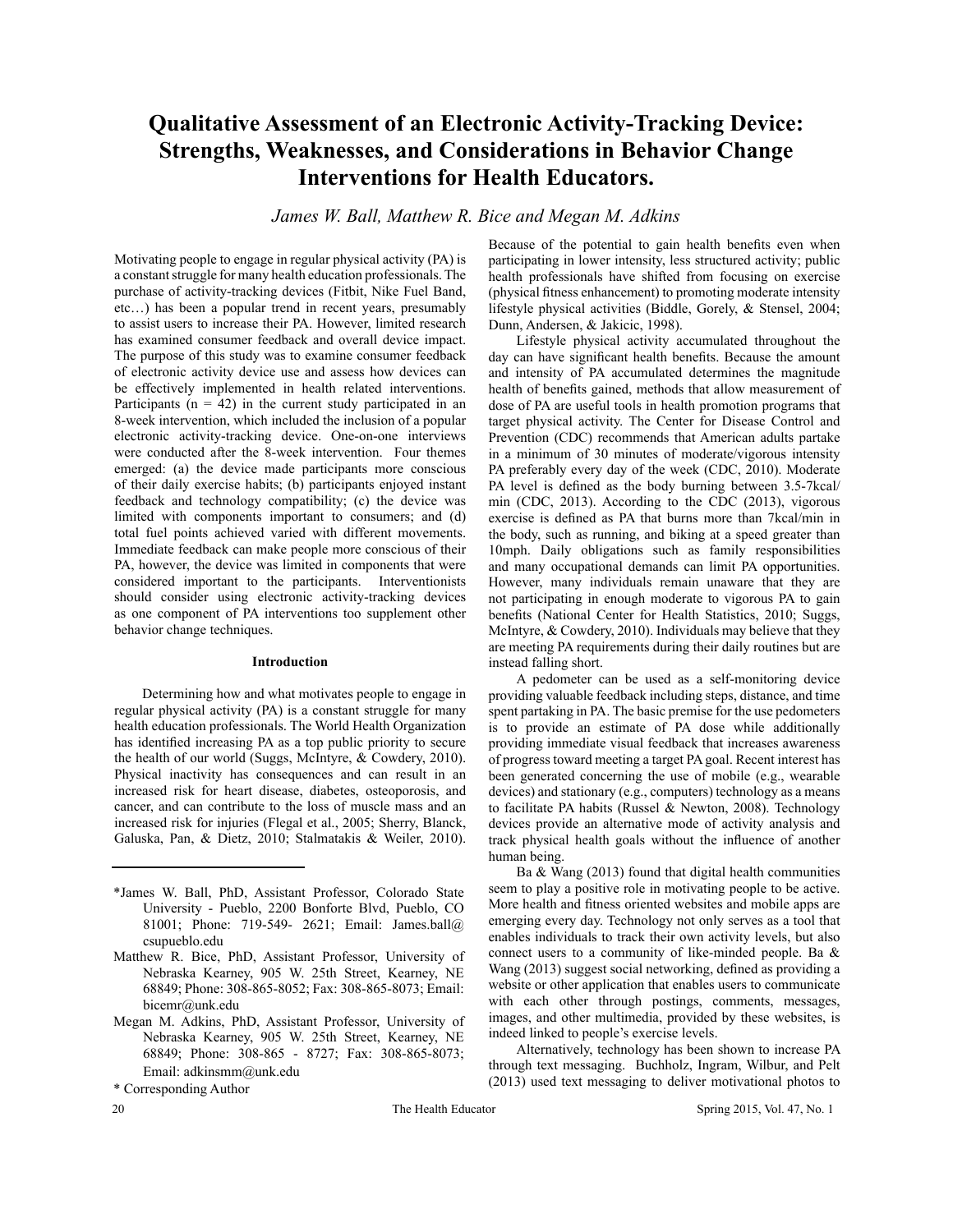# Qualitative Assessment of an Electronic Activity-Tracking Device: Strengths, Weaknesses, and Considerations in Behavior Change Interventions for Health Educators.

*James W. Ball, Matthew R. Bice and Megan M. Adkins*

Motivating people to engage in regular physical activity (PA) is a constant struggle for many health education professionals. The purchase of activity-tracking devices (Fitbit, Nike Fuel Band, etc…) has been a popular trend in recent years, presumably to assist users to increase their PA. However, limited research has examined consumer feedback and overall device impact. The purpose of this study was to examine consumer feedback of electronic activity device use and assess how devices can be effectively implemented in health related interventions. Participants (n = 42) in the current study participated in an 8-week intervention, which included the inclusion of a popular electronic activity-tracking device. One-on-one interviews were conducted after the 8-week intervention. Four themes emerged: (a) the device made participants more conscious of their daily exercise habits; (b) participants enjoyed instant feedback and technology compatibility; (c) the device was limited with components important to consumers; and (d) total fuel points achieved varied with different movements. Immediate feedback can make people more conscious of their PA, however, the device was limited in components that were considered important to the participants. Interventionists should consider using electronic activity-tracking devices as one component of PA interventions too supplement other behavior change techniques.

#### Introduction

Determining how and what motivates people to engage in regular physical activity (PA) is a constant struggle for many health education professionals. The World Health Organization has identified increasing PA as a top public priority to secure the health of our world (Suggs, McIntyre, & Cowdery, 2010). Physical inactivity has consequences and can result in an increased risk for heart disease, diabetes, osteoporosis, and cancer, and can contribute to the loss of muscle mass and an increased risk for injuries (Flegal et al., 2005; Sherry, Blanck, Galuska, Pan, & Dietz, 2010; Stalmatakis & Weiler, 2010). Because of the potential to gain health benefits even when participating in lower intensity, less structured activity; public health professionals have shifted from focusing on exercise (physical fitness enhancement) to promoting moderate intensity lifestyle physical activities (Biddle, Gorely, & Stensel, 2004; Dunn, Andersen, & Jakicic, 1998).

Lifestyle physical activity accumulated throughout the day can have significant health benefits. Because the amount and intensity of PA accumulated determines the magnitude health of benefits gained, methods that allow measurement of dose of PA are useful tools in health promotion programs that target physical activity. The Center for Disease Control and Prevention (CDC) recommends that American adults partake in a minimum of 30 minutes of moderate/vigorous intensity PA preferably every day of the week (CDC, 2010). Moderate PA level is defined as the body burning between 3.5-7kcal/min (CDC, 2013). According to the CDC (2013), vigorous exercise is defined as PA that burns more than 7kcal/min in the body, such as running, and biking at a speed greater than 10mph. Daily obligations such as family responsibilities and many occupational demands can limit PA opportunities. However, many individuals remain unaware that they are not participating in enough moderate to vigorous PA to gain benefits (National Center for Health Statistics, 2010; Suggs, McIntyre, & Cowdery, 2010). Individuals may believe that they are meeting PA requirements during their daily routines but are instead falling short.

A pedometer can be used as a self-monitoring device providing valuable feedback including steps, distance, and time spent partaking in PA. The basic premise for the use pedometers is to provide an estimate of PA dose while additionally providing immediate visual feedback that increases awareness of progress toward meeting a target PA goal. Recent interest has been generated concerning the use of mobile (e.g., wearable devices) and stationary (e.g., computers) technology as a means to facilitate PA habits (Russel & Newton, 2008). Technology devices provide an alternative mode of activity analysis and track physical health goals without the influence of another human being.

Ba & Wang (2013) found that digital health communities seem to play a positive role in motivating people to be active. More health and fitness oriented websites and mobile apps are emerging every day. Technology not only serves as a tool that enables individuals to track their own activity levels, but also connect users to a community of like-minded people. Ba & Wang (2013) suggest social networking, defined as providing a website or other application that enables users to communicate with each other through postings, comments, messages, images, and other multimedia, provided by these websites, is indeed linked to people's exercise levels.

Alternatively, technology has been shown to increase PA through text messaging. Buchholz, Ingram, Wilbur, and Pelt (2013) used text messaging to deliver motivational photos to

---

*James W. Ball, PhD, Assistant Professor, Colorado State University - Pueblo, 2200 Bonforte Blvd, Pueblo, CO 81001; Phone: 719-549- 2621; Email: James.ball@csupueblo.edu

Matthew R. Bice, PhD, Assistant Professor, University of Nebraska Kearney, 905 W. 25th Street, Kearney, NE 68849; Phone: 308-865-8052; Fax: 308-865-8073; Email: bicemr@unk.edu

Megan M. Adkins, PhD, Assistant Professor, University of Nebraska Kearney, 905 W. 25th Street, Kearney, NE 68849; Phone: 308-865 - 8727; Fax: 308-865-8073; Email: adkinsmm@unk.edu

* Corresponding Author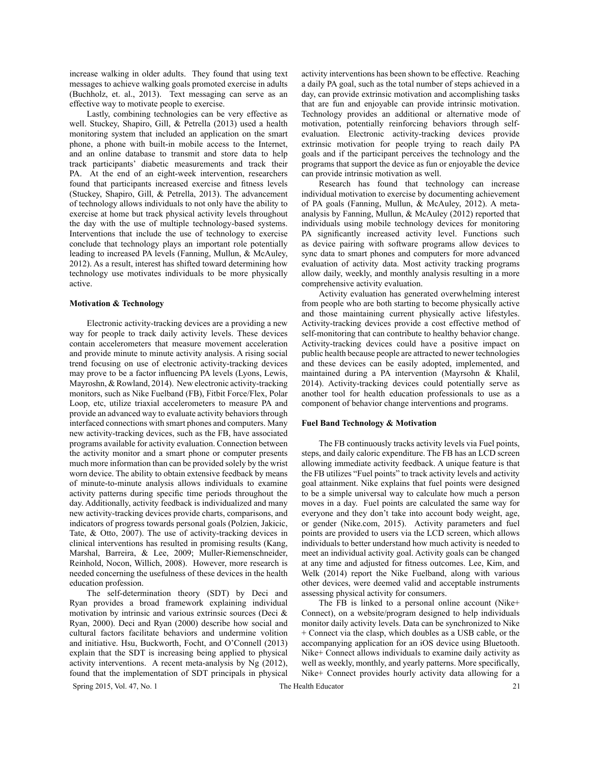increase walking in older adults. They found that using text messages to achieve walking goals promoted exercise in adults (Buchholz, et. al., 2013). Text messaging can serve as an effective way to motivate people to exercise.

Lastly, combining technologies can be very effective as well. Stuckey, Shapiro, Gill, & Petrella (2013) used a health monitoring system that included an application on the smart phone, a phone with built-in mobile access to the Internet, and an online database to transmit and store data to help track participants' diabetic measurements and track their PA. At the end of an eight-week intervention, researchers found that participants increased exercise and fitness levels (Stuckey, Shapiro, Gill, & Petrella, 2013). The advancement of technology allows individuals to not only have the ability to exercise at home but track physical activity levels throughout the day with the use of multiple technology-based systems. Interventions that include the use of technology to exercise conclude that technology plays an important role potentially leading to increased PA levels (Fanning, Mullun, & McAuley, 2012). As a result, interest has shifted toward determining how technology use motivates individuals to be more physically active.

### Motivation & Technology

Electronic activity-tracking devices are a providing a new way for people to track daily activity levels. These devices contain accelerometers that measure movement acceleration and provide minute to minute activity analysis. A rising social trend focusing on use of electronic activity-tracking devices may prove to be a factor influencing PA levels (Lyons, Lewis, Mayroshn, & Rowland, 2014). New electronic activity-tracking monitors, such as Nike Fuelband (FB), Fitbit Force/Flex, Polar Loop, etc, utilize triaxial accelerometers to measure PA and provide an advanced way to evaluate activity behaviors through interfaced connections with smart phones and computers. Many new activity-tracking devices, such as the FB, have associated programs available for activity evaluation. Connection between the activity monitor and a smart phone or computer presents much more information than can be provided solely by the wrist worn device. The ability to obtain extensive feedback by means of minute-to-minute analysis allows individuals to examine activity patterns during specific time periods throughout the day. Additionally, activity feedback is individualized and many new activity-tracking devices provide charts, comparisons, and indicators of progress towards personal goals (Polzien, Jakicic, Tate, & Otto, 2007). The use of activity-tracking devices in clinical interventions has resulted in promising results (Kang, Marshal, Barreira, & Lee, 2009; Muller-Riemenschneider, Reinhold, Nocon, Willich, 2008). However, more research is needed concerning the usefulness of these devices in the health education profession.

The self-determination theory (SDT) by Deci and Ryan provides a broad framework explaining individual motivation by intrinsic and various extrinsic sources (Deci & Ryan, 2000). Deci and Ryan (2000) describe how social and cultural factors facilitate behaviors and undermine volition and initiative. Hsu, Buckworth, Focht, and O'Connell (2013) explain that the SDT is increasing being applied to physical activity interventions. A recent meta-analysis by Ng (2012), found that the implementation of SDT principals in physical activity interventions has been shown to be effective. Reaching a daily PA goal, such as the total number of steps achieved in a day, can provide extrinsic motivation and accomplishing tasks that are fun and enjoyable can provide intrinsic motivation. Technology provides an additional or alternative mode of motivation, potentially reinforcing behaviors through self-evaluation. Electronic activity-tracking devices provide extrinsic motivation for people trying to reach daily PA goals and if the participant perceives the technology and the programs that support the device as fun or enjoyable the device can provide intrinsic motivation as well.

Research has found that technology can increase individual motivation to exercise by documenting achievement of PA goals (Fanning, Mullun, & McAuley, 2012). A meta-analysis by Fanning, Mullun, & McAuley (2012) reported that individuals using mobile technology devices for monitoring PA significantly increased activity level. Functions such as device pairing with software programs allow devices to sync data to smart phones and computers for more advanced evaluation of activity data. Most activity tracking programs allow daily, weekly, and monthly analysis resulting in a more comprehensive activity evaluation.

Activity evaluation has generated overwhelming interest from people who are both starting to become physically active and those maintaining current physically active lifestyles. Activity-tracking devices provide a cost effective method of self-monitoring that can contribute to healthy behavior change. Activity-tracking devices could have a positive impact on public health because people are attracted to newer technologies and these devices can be easily adopted, implemented, and maintained during a PA intervention (Mayrsohn & Khalil, 2014). Activity-tracking devices could potentially serve as another tool for health education professionals to use as a component of behavior change interventions and programs.

### Fuel Band Technology & Motivation

The FB continuously tracks activity levels via Fuel points, steps, and daily caloric expenditure. The FB has an LCD screen allowing immediate activity feedback. A unique feature is that the FB utilizes "Fuel points" to track activity levels and activity goal attainment. Nike explains that fuel points were designed to be a simple universal way to calculate how much a person moves in a day. Fuel points are calculated the same way for everyone and they don't take into account body weight, age, or gender (Nike.com, 2015). Activity parameters and fuel points are provided to users via the LCD screen, which allows individuals to better understand how much activity is needed to meet an individual activity goal. Activity goals can be changed at any time and adjusted for fitness outcomes. Lee, Kim, and Welk (2014) report the Nike Fuelband, along with various other devices, were deemed valid and acceptable instruments assessing physical activity for consumers.

The FB is linked to a personal online account (Nike+ Connect), on a website/program designed to help individuals monitor daily activity levels. Data can be synchronized to Nike + Connect via the clasp, which doubles as a USB cable, or the accompanying application for an iOS device using Bluetooth. Nike+ Connect allows individuals to examine daily activity as well as weekly, monthly, and yearly patterns. More specifically, Nike+ Connect provides hourly activity data allowing for a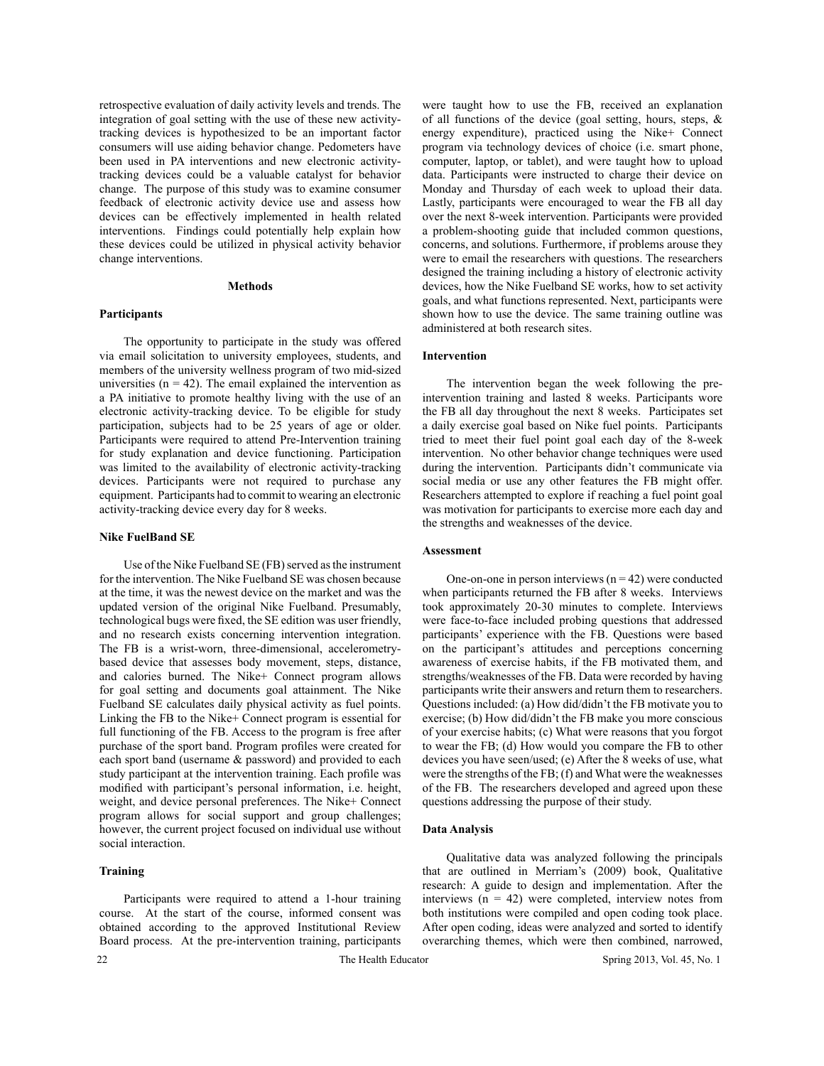retrospective evaluation of daily activity levels and trends. The integration of goal setting with the use of these new activity-tracking devices is hypothesized to be an important factor consumers will use aiding behavior change. Pedometers have been used in PA interventions and new electronic activity-tracking devices could be a valuable catalyst for behavior change. The purpose of this study was to examine consumer feedback of electronic activity device use and assess how devices can be effectively implemented in health related interventions. Findings could potentially help explain how these devices could be utilized in physical activity behavior change interventions.

## Methods

### Participants

The opportunity to participate in the study was offered via email solicitation to university employees, students, and members of the university wellness program of two mid-sized universities (n = 42). The email explained the intervention as a PA initiative to promote healthy living with the use of an electronic activity-tracking device. To be eligible for study participation, subjects had to be 25 years of age or older. Participants were required to attend Pre-Intervention training for study explanation and device functioning. Participation was limited to the availability of electronic activity-tracking devices. Participants were not required to purchase any equipment. Participants had to commit to wearing an electronic activity-tracking device every day for 8 weeks.

### Nike FuelBand SE

Use of the Nike Fuelband SE (FB) served as the instrument for the intervention. The Nike Fuelband SE was chosen because at the time, it was the newest device on the market and was the updated version of the original Nike Fuelband. Presumably, technological bugs were fixed, the SE edition was user friendly, and no research exists concerning intervention integration. The FB is a wrist-worn, three-dimensional, accelerometry-based device that assesses body movement, steps, distance, and calories burned. The Nike+ Connect program allows for goal setting and documents goal attainment. The Nike Fuelband SE calculates daily physical activity as fuel points. Linking the FB to the Nike+ Connect program is essential for full functioning of the FB. Access to the program is free after purchase of the sport band. Program profiles were created for each sport band (username & password) and provided to each study participant at the intervention training. Each profile was modified with participant's personal information, i.e. height, weight, and device personal preferences. The Nike+ Connect program allows for social support and group challenges; however, the current project focused on individual use without social interaction.

### Training

Participants were required to attend a 1-hour training course. At the start of the course, informed consent was obtained according to the approved Institutional Review Board process. At the pre-intervention training, participants were taught how to use the FB, received an explanation of all functions of the device (goal setting, hours, steps, & energy expenditure), practiced using the Nike+ Connect program via technology devices of choice (i.e. smart phone, computer, laptop, or tablet), and were taught how to upload data. Participants were instructed to charge their device on Monday and Thursday of each week to upload their data. Lastly, participants were encouraged to wear the FB all day over the next 8-week intervention. Participants were provided a problem-shooting guide that included common questions, concerns, and solutions. Furthermore, if problems arouse they were to email the researchers with questions. The researchers designed the training including a history of electronic activity devices, how the Nike Fuelband SE works, how to set activity goals, and what functions represented. Next, participants were shown how to use the device. The same training outline was administered at both research sites.

### Intervention

The intervention began the week following the pre-intervention training and lasted 8 weeks. Participants wore the FB all day throughout the next 8 weeks. Participates set a daily exercise goal based on Nike fuel points. Participants tried to meet their fuel point goal each day of the 8-week intervention. No other behavior change techniques were used during the intervention. Participants didn't communicate via social media or use any other features the FB might offer. Researchers attempted to explore if reaching a fuel point goal was motivation for participants to exercise more each day and the strengths and weaknesses of the device.

### Assessment

One-on-one in person interviews (n = 42) were conducted when participants returned the FB after 8 weeks. Interviews took approximately 20-30 minutes to complete. Interviews were face-to-face included probing questions that addressed participants' experience with the FB. Questions were based on the participant's attitudes and perceptions concerning awareness of exercise habits, if the FB motivated them, and strengths/weaknesses of the FB. Data were recorded by having participants write their answers and return them to researchers. Questions included: (a) How did/didn't the FB motivate you to exercise; (b) How did/didn't the FB make you more conscious of your exercise habits; (c) What were reasons that you forgot to wear the FB; (d) How would you compare the FB to other devices you have seen/used; (e) After the 8 weeks of use, what were the strengths of the FB; (f) and What were the weaknesses of the FB. The researchers developed and agreed upon these questions addressing the purpose of their study.

### Data Analysis

Qualitative data was analyzed following the principals that are outlined in Merriam's (2009) book, Qualitative research: A guide to design and implementation. After the interviews (n = 42) were completed, interview notes from both institutions were compiled and open coding took place. After open coding, ideas were analyzed and sorted to identify overarching themes, which were then combined, narrowed,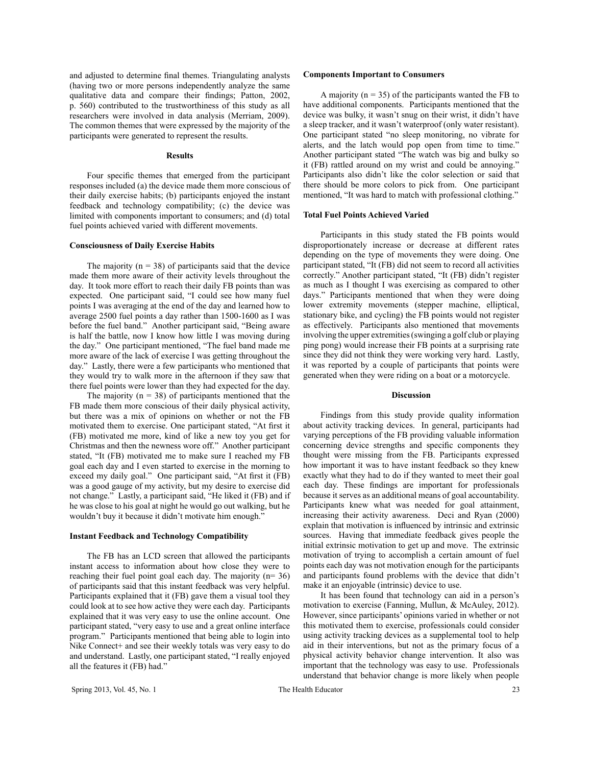and adjusted to determine final themes. Triangulating analysts (having two or more persons independently analyze the same qualitative data and compare their findings; Patton, 2002, p. 560) contributed to the trustworthiness of this study as all researchers were involved in data analysis (Merriam, 2009). The common themes that were expressed by the majority of the participants were generated to represent the results.

## Results

Four specific themes that emerged from the participant responses included (a) the device made them more conscious of their daily exercise habits; (b) participants enjoyed the instant feedback and technology compatibility; (c) the device was limited with components important to consumers; and (d) total fuel points achieved varied with different movements.

### Consciousness of Daily Exercise Habits

The majority (n = 38) of participants said that the device made them more aware of their activity levels throughout the day. It took more effort to reach their daily FB points than was expected. One participant said, "I could see how many fuel points I was averaging at the end of the day and learned how to average 2500 fuel points a day rather than 1500-1600 as I was before the fuel band." Another participant said, "Being aware is half the battle, now I know how little I was moving during the day." One participant mentioned, "The fuel band made me more aware of the lack of exercise I was getting throughout the day." Lastly, there were a few participants who mentioned that they would try to walk more in the afternoon if they saw that there fuel points were lower than they had expected for the day.

The majority (n = 38) of participants mentioned that the FB made them more conscious of their daily physical activity, but there was a mix of opinions on whether or not the FB motivated them to exercise. One participant stated, "At first it (FB) motivated me more, kind of like a new toy you get for Christmas and then the newness wore off." Another participant stated, "It (FB) motivated me to make sure I reached my FB goal each day and I even started to exercise in the morning to exceed my daily goal." One participant said, "At first it (FB) was a good gauge of my activity, but my desire to exercise did not change." Lastly, a participant said, "He liked it (FB) and if he was close to his goal at night he would go out walking, but he wouldn't buy it because it didn't motivate him enough."

### Instant Feedback and Technology Compatibility

The FB has an LCD screen that allowed the participants instant access to information about how close they were to reaching their fuel point goal each day. The majority (n= 36) of participants said that this instant feedback was very helpful. Participants explained that it (FB) gave them a visual tool they could look at to see how active they were each day. Participants explained that it was very easy to use the online account. One participant stated, "very easy to use and a great online interface program." Participants mentioned that being able to login into Nike Connect+ and see their weekly totals was very easy to do and understand. Lastly, one participant stated, "I really enjoyed all the features it (FB) had."

### Components Important to Consumers

A majority (n = 35) of the participants wanted the FB to have additional components. Participants mentioned that the device was bulky, it wasn't snug on their wrist, it didn't have a sleep tracker, and it wasn't waterproof (only water resistant). One participant stated "no sleep monitoring, no vibrate for alerts, and the latch would pop open from time to time." Another participant stated "The watch was big and bulky so it (FB) rattled around on my wrist and could be annoying." Participants also didn't like the color selection or said that there should be more colors to pick from. One participant mentioned, "It was hard to match with professional clothing."

### Total Fuel Points Achieved Varied

Participants in this study stated the FB points would disproportionately increase or decrease at different rates depending on the type of movements they were doing. One participant stated, "It (FB) did not seem to record all activities correctly." Another participant stated, "It (FB) didn't register as much as I thought I was exercising as compared to other days." Participants mentioned that when they were doing lower extremity movements (stepper machine, elliptical, stationary bike, and cycling) the FB points would not register as effectively. Participants also mentioned that movements involving the upper extremities (swinging a golf club or playing ping pong) would increase their FB points at a surprising rate since they did not think they were working very hard. Lastly, it was reported by a couple of participants that points were generated when they were riding on a boat or a motorcycle.

## Discussion

Findings from this study provide quality information about activity tracking devices. In general, participants had varying perceptions of the FB providing valuable information concerning device strengths and specific components they thought were missing from the FB. Participants expressed how important it was to have instant feedback so they knew exactly what they had to do if they wanted to meet their goal each day. These findings are important for professionals because it serves as an additional means of goal accountability. Participants knew what was needed for goal attainment, increasing their activity awareness. Deci and Ryan (2000) explain that motivation is influenced by intrinsic and extrinsic sources. Having that immediate feedback gives people the initial extrinsic motivation to get up and move. The extrinsic motivation of trying to accomplish a certain amount of fuel points each day was not motivation enough for the participants and participants found problems with the device that didn't make it an enjoyable (intrinsic) device to use.

It has been found that technology can aid in a person's motivation to exercise (Fanning, Mullun, & McAuley, 2012). However, since participants' opinions varied in whether or not this motivated them to exercise, professionals could consider using activity tracking devices as a supplemental tool to help aid in their interventions, but not as the primary focus of a physical activity behavior change intervention. It also was important that the technology was easy to use. Professionals understand that behavior change is more likely when people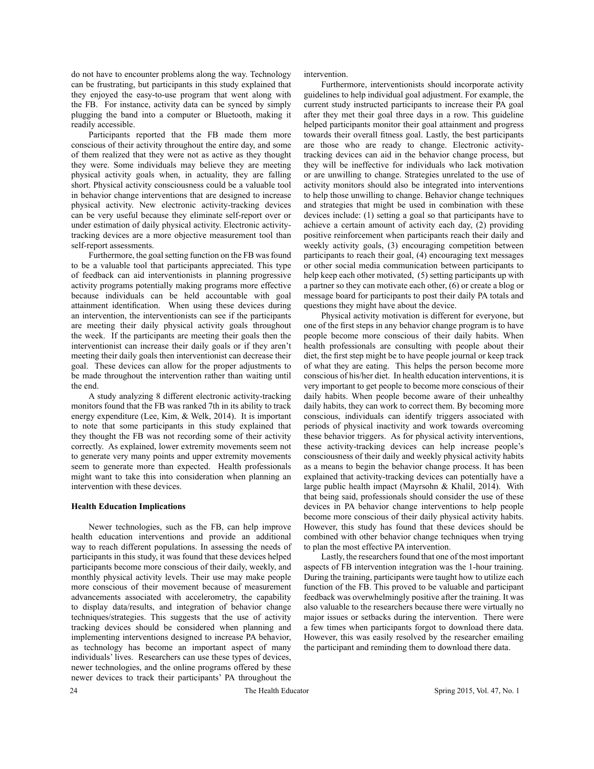do not have to encounter problems along the way. Technology can be frustrating, but participants in this study explained that they enjoyed the easy-to-use program that went along with the FB. For instance, activity data can be synced by simply plugging the band into a computer or Bluetooth, making it readily accessible.

Participants reported that the FB made them more conscious of their activity throughout the entire day, and some of them realized that they were not as active as they thought they were. Some individuals may believe they are meeting physical activity goals when, in actuality, they are falling short. Physical activity consciousness could be a valuable tool in behavior change interventions that are designed to increase physical activity. New electronic activity-tracking devices can be very useful because they eliminate self-report over or under estimation of daily physical activity. Electronic activity-tracking devices are a more objective measurement tool than self-report assessments.

Furthermore, the goal setting function on the FB was found to be a valuable tool that participants appreciated. This type of feedback can aid interventionists in planning progressive activity programs potentially making programs more effective because individuals can be held accountable with goal attainment identification. When using these devices during an intervention, the interventionists can see if the participants are meeting their daily physical activity goals throughout the week. If the participants are meeting their goals then the interventionist can increase their daily goals or if they aren't meeting their daily goals then interventionist can decrease their goal. These devices can allow for the proper adjustments to be made throughout the intervention rather than waiting until the end.

A study analyzing 8 different electronic activity-tracking monitors found that the FB was ranked 7th in its ability to track energy expenditure (Lee, Kim, & Welk, 2014). It is important to note that some participants in this study explained that they thought the FB was not recording some of their activity correctly. As explained, lower extremity movements seem not to generate very many points and upper extremity movements seem to generate more than expected. Health professionals might want to take this into consideration when planning an intervention with these devices.

**Health Education Implications**

Newer technologies, such as the FB, can help improve health education interventions and provide an additional way to reach different populations. In assessing the needs of participants in this study, it was found that these devices helped participants become more conscious of their daily, weekly, and monthly physical activity levels. Their use may make people more conscious of their movement because of measurement advancements associated with accelerometry, the capability to display data/results, and integration of behavior change techniques/strategies. This suggests that the use of activity tracking devices should be considered when planning and implementing interventions designed to increase PA behavior, as technology has become an important aspect of many individuals' lives. Researchers can use these types of devices, newer technologies, and the online programs offered by these newer devices to track their participants' PA throughout the intervention.

Furthermore, interventionists should incorporate activity guidelines to help individual goal adjustment. For example, the current study instructed participants to increase their PA goal after they met their goal three days in a row. This guideline helped participants monitor their goal attainment and progress towards their overall fitness goal. Lastly, the best participants are those who are ready to change. Electronic activity-tracking devices can aid in the behavior change process, but they will be ineffective for individuals who lack motivation or are unwilling to change. Strategies unrelated to the use of activity monitors should also be integrated into interventions to help those unwilling to change. Behavior change techniques and strategies that might be used in combination with these devices include: (1) setting a goal so that participants have to achieve a certain amount of activity each day, (2) providing positive reinforcement when participants reach their daily and weekly activity goals, (3) encouraging competition between participants to reach their goal, (4) encouraging text messages or other social media communication between participants to help keep each other motivated, (5) setting participants up with a partner so they can motivate each other, (6) or create a blog or message board for participants to post their daily PA totals and questions they might have about the device.

Physical activity motivation is different for everyone, but one of the first steps in any behavior change program is to have people become more conscious of their daily habits. When health professionals are consulting with people about their diet, the first step might be to have people journal or keep track of what they are eating. This helps the person become more conscious of his/her diet. In health education interventions, it is very important to get people to become more conscious of their daily habits. When people become aware of their unhealthy daily habits, they can work to correct them. By becoming more conscious, individuals can identify triggers associated with periods of physical inactivity and work towards overcoming these behavior triggers. As for physical activity interventions, these activity-tracking devices can help increase people's consciousness of their daily and weekly physical activity habits as a means to begin the behavior change process. It has been explained that activity-tracking devices can potentially have a large public health impact (Mayrsohn & Khalil, 2014). With that being said, professionals should consider the use of these devices in PA behavior change interventions to help people become more conscious of their daily physical activity habits. However, this study has found that these devices should be combined with other behavior change techniques when trying to plan the most effective PA intervention.

Lastly, the researchers found that one of the most important aspects of FB intervention integration was the 1-hour training. During the training, participants were taught how to utilize each function of the FB. This proved to be valuable and participant feedback was overwhelmingly positive after the training. It was also valuable to the researchers because there were virtually no major issues or setbacks during the intervention. There were a few times when participants forgot to download there data. However, this was easily resolved by the researcher emailing the participant and reminding them to download there data.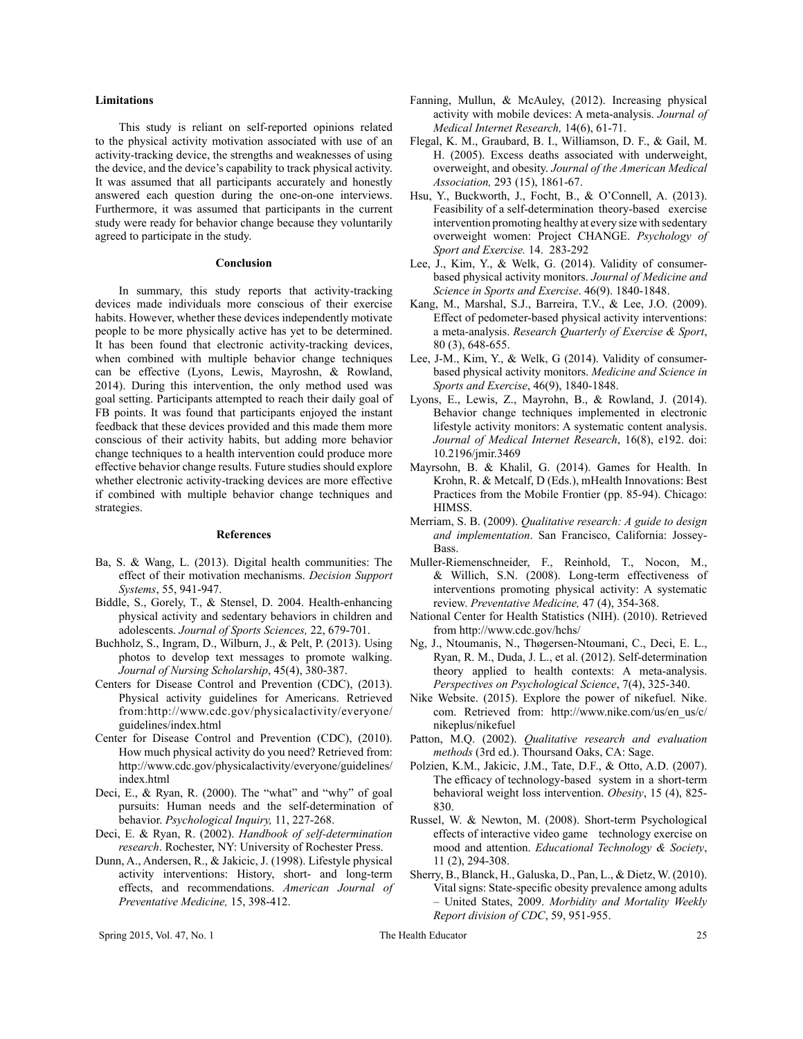### Limitations

This study is reliant on self-reported opinions related to the physical activity motivation associated with use of an activity-tracking device, the strengths and weaknesses of using the device, and the device's capability to track physical activity. It was assumed that all participants accurately and honestly answered each question during the one-on-one interviews. Furthermore, it was assumed that participants in the current study were ready for behavior change because they voluntarily agreed to participate in the study.

### Conclusion

In summary, this study reports that activity-tracking devices made individuals more conscious of their exercise habits. However, whether these devices independently motivate people to be more physically active has yet to be determined. It has been found that electronic activity-tracking devices, when combined with multiple behavior change techniques can be effective (Lyons, Lewis, Mayroshn, & Rowland, 2014). During this intervention, the only method used was goal setting. Participants attempted to reach their daily goal of FB points. It was found that participants enjoyed the instant feedback that these devices provided and this made them more conscious of their activity habits, but adding more behavior change techniques to a health intervention could produce more effective behavior change results. Future studies should explore whether electronic activity-tracking devices are more effective if combined with multiple behavior change techniques and strategies.

### References

Ba, S. & Wang, L. (2013). Digital health communities: The effect of their motivation mechanisms. *Decision Support Systems*, 55, 941-947.

Biddle, S., Gorely, T., & Stensel, D. 2004. Health-enhancing physical activity and sedentary behaviors in children and adolescents. *Journal of Sports Sciences,* 22, 679-701.

Buchholz, S., Ingram, D., Wilburn, J., & Pelt, P. (2013). Using photos to develop text messages to promote walking. *Journal of Nursing Scholarship*, 45(4), 380-387.

Centers for Disease Control and Prevention (CDC), (2013). Physical activity guidelines for Americans. Retrieved from:http://www.cdc.gov/physicalactivity/everyone/guidelines/index.html

Center for Disease Control and Prevention (CDC), (2010). How much physical activity do you need? Retrieved from: http://www.cdc.gov/physicalactivity/everyone/guidelines/index.html

Deci, E., & Ryan, R. (2000). The "what" and "why" of goal pursuits: Human needs and the self-determination of behavior. *Psychological Inquiry,* 11, 227-268.

Deci, E. & Ryan, R. (2002). *Handbook of self-determination research*. Rochester, NY: University of Rochester Press.

Dunn, A., Andersen, R., & Jakicic, J. (1998). Lifestyle physical activity interventions: History, short- and long-term effects, and recommendations. *American Journal of Preventative Medicine,* 15, 398-412.

Fanning, Mullun, & McAuley, (2012). Increasing physical activity with mobile devices: A meta-analysis. *Journal of Medical Internet Research,* 14(6), 61-71.

Flegal, K. M., Graubard, B. I., Williamson, D. F., & Gail, M. H. (2005). Excess deaths associated with underweight, overweight, and obesity. *Journal of the American Medical Association,* 293 (15), 1861-67.

Hsu, Y., Buckworth, J., Focht, B., & O'Connell, A. (2013). Feasibility of a self-determination theory-based exercise intervention promoting healthy at every size with sedentary overweight women: Project CHANGE. *Psychology of Sport and Exercise.* 14. 283-292

Lee, J., Kim, Y., & Welk, G. (2014). Validity of consumer-based physical activity monitors. *Journal of Medicine and Science in Sports and Exercise*. 46(9). 1840-1848.

Kang, M., Marshal, S.J., Barreira, T.V., & Lee, J.O. (2009). Effect of pedometer-based physical activity interventions: a meta-analysis. *Research Quarterly of Exercise & Sport*, 80 (3), 648-655.

Lee, J-M., Kim, Y., & Welk, G (2014). Validity of consumer-based physical activity monitors. *Medicine and Science in Sports and Exercise*, 46(9), 1840-1848.

Lyons, E., Lewis, Z., Mayrohn, B., & Rowland, J. (2014). Behavior change techniques implemented in electronic lifestyle activity monitors: A systematic content analysis. *Journal of Medical Internet Research*, 16(8), e192. doi: 10.2196/jmir.3469

Mayrsohn, B. & Khalil, G. (2014). Games for Health. In Krohn, R. & Metcalf, D (Eds.), mHealth Innovations: Best Practices from the Mobile Frontier (pp. 85-94). Chicago: HIMSS.

Merriam, S. B. (2009). *Qualitative research: A guide to design and implementation*. San Francisco, California: Jossey-Bass.

Muller-Riemenschneider, F., Reinhold, T., Nocon, M., & Willich, S.N. (2008). Long-term effectiveness of interventions promoting physical activity: A systematic review. *Preventative Medicine,* 47 (4), 354-368.

National Center for Health Statistics (NIH). (2010). Retrieved from http://www.cdc.gov/hchs/

Ng, J., Ntoumanis, N., Thøgersen-Ntoumani, C., Deci, E. L., Ryan, R. M., Duda, J. L., et al. (2012). Self-determination theory applied to health contexts: A meta-analysis. *Perspectives on Psychological Science*, 7(4), 325-340.

Nike Website. (2015). Explore the power of nikefuel. Nike.com. Retrieved from: http://www.nike.com/us/en_us/c/nikeplus/nikefuel

Patton, M.Q. (2002). *Qualitative research and evaluation methods* (3rd ed.). Thoursand Oaks, CA: Sage.

Polzien, K.M., Jakicic, J.M., Tate, D.F., & Otto, A.D. (2007). The efficacy of technology-based system in a short-term behavioral weight loss intervention. *Obesity*, 15 (4), 825-830.

Russel, W. & Newton, M. (2008). Short-term Psychological effects of interactive video game technology exercise on mood and attention. *Educational Technology & Society*, 11 (2), 294-308.

Sherry, B., Blanck, H., Galuska, D., Pan, L., & Dietz, W. (2010). Vital signs: State-specific obesity prevalence among adults – United States, 2009. *Morbidity and Mortality Weekly Report division of CDC*, 59, 951-955.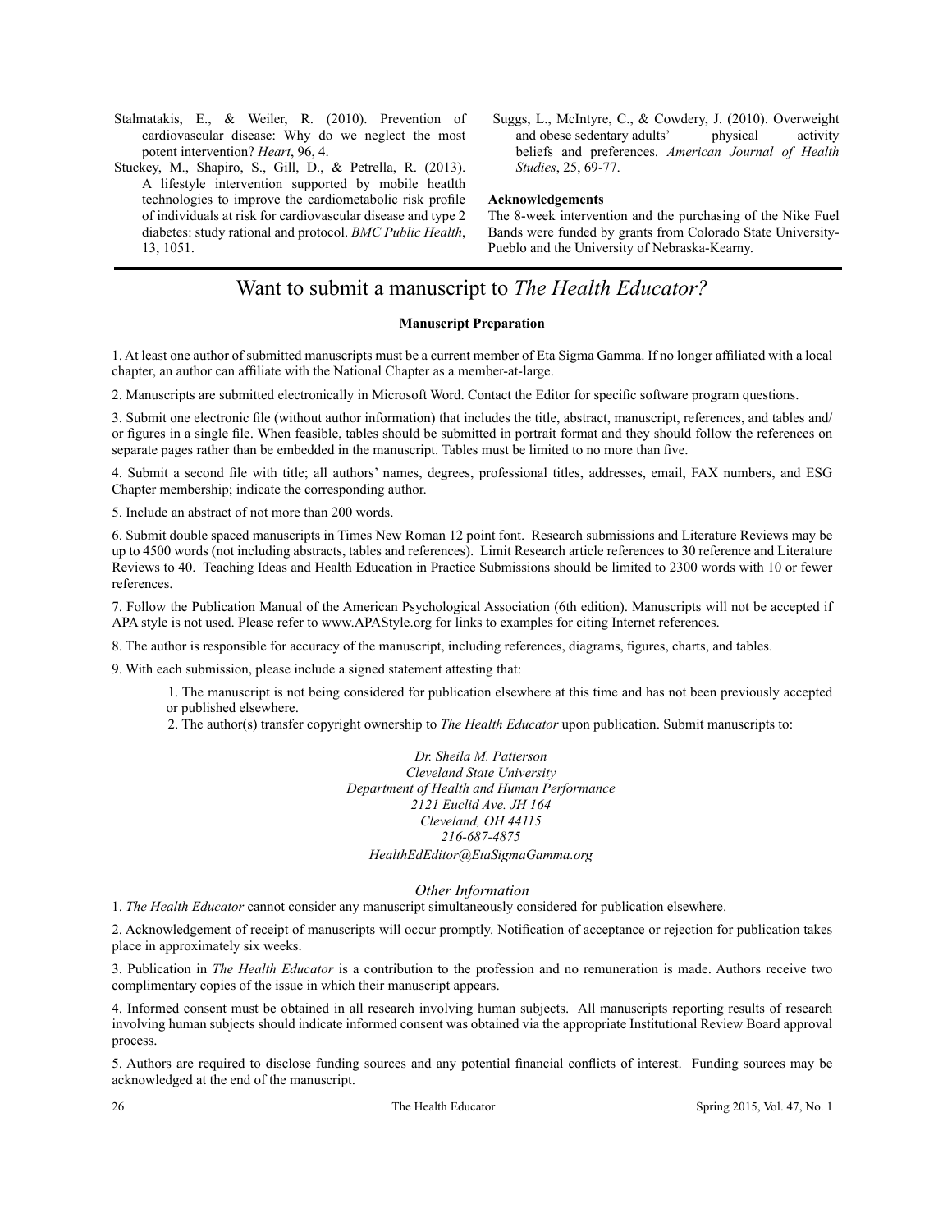Stalmatakis, E., & Weiler, R. (2010). Prevention of cardiovascular disease: Why do we neglect the most potent intervention? *Heart*, 96, 4.

Stuckey, M., Shapiro, S., Gill, D., & Petrella, R. (2013). A lifestyle intervention supported by mobile heatlth technologies to improve the cardiometabolic risk profile of individuals at risk for cardiovascular disease and type 2 diabetes: study rational and protocol. *BMC Public Health*, 13, 1051.

Suggs, L., McIntyre, C., & Cowdery, J. (2010). Overweight and obese sedentary adults' physical activity beliefs and preferences. *American Journal of Health Studies*, 25, 69-77.

**Acknowledgements**

The 8-week intervention and the purchasing of the Nike Fuel Bands were funded by grants from Colorado State University-Pueblo and the University of Nebraska-Kearny.

# Want to submit a manuscript to *The Health Educator?*

**Manuscript Preparation**

1. At least one author of submitted manuscripts must be a current member of Eta Sigma Gamma. If no longer affiliated with a local chapter, an author can affiliate with the National Chapter as a member-at-large.

2. Manuscripts are submitted electronically in Microsoft Word. Contact the Editor for specific software program questions.

3. Submit one electronic file (without author information) that includes the title, abstract, manuscript, references, and tables and/or figures in a single file. When feasible, tables should be submitted in portrait format and they should follow the references on separate pages rather than be embedded in the manuscript. Tables must be limited to no more than five.

4. Submit a second file with title; all authors' names, degrees, professional titles, addresses, email, FAX numbers, and ESG Chapter membership; indicate the corresponding author.

5. Include an abstract of not more than 200 words.

6. Submit double spaced manuscripts in Times New Roman 12 point font. Research submissions and Literature Reviews may be up to 4500 words (not including abstracts, tables and references). Limit Research article references to 30 reference and Literature Reviews to 40. Teaching Ideas and Health Education in Practice Submissions should be limited to 2300 words with 10 or fewer references.

7. Follow the Publication Manual of the American Psychological Association (6th edition). Manuscripts will not be accepted if APA style is not used. Please refer to www.APAStyle.org for links to examples for citing Internet references.

8. The author is responsible for accuracy of the manuscript, including references, diagrams, figures, charts, and tables.

9. With each submission, please include a signed statement attesting that:

   1. The manuscript is not being considered for publication elsewhere at this time and has not been previously accepted or published elsewhere.
   2. The author(s) transfer copyright ownership to *The Health Educator* upon publication. Submit manuscripts to:

*Dr. Sheila M. Patterson*
*Cleveland State University*
*Department of Health and Human Performance*
*2121 Euclid Ave. JH 164*
*Cleveland, OH 44115*
*216-687-4875*
*HealthEdEditor@EtaSigmaGamma.org*

*Other Information*

1. *The Health Educator* cannot consider any manuscript simultaneously considered for publication elsewhere.

2. Acknowledgement of receipt of manuscripts will occur promptly. Notification of acceptance or rejection for publication takes place in approximately six weeks.

3. Publication in *The Health Educator* is a contribution to the profession and no remuneration is made. Authors receive two complimentary copies of the issue in which their manuscript appears.

4. Informed consent must be obtained in all research involving human subjects. All manuscripts reporting results of research involving human subjects should indicate informed consent was obtained via the appropriate Institutional Review Board approval process.

5. Authors are required to disclose funding sources and any potential financial conflicts of interest. Funding sources may be acknowledged at the end of the manuscript.